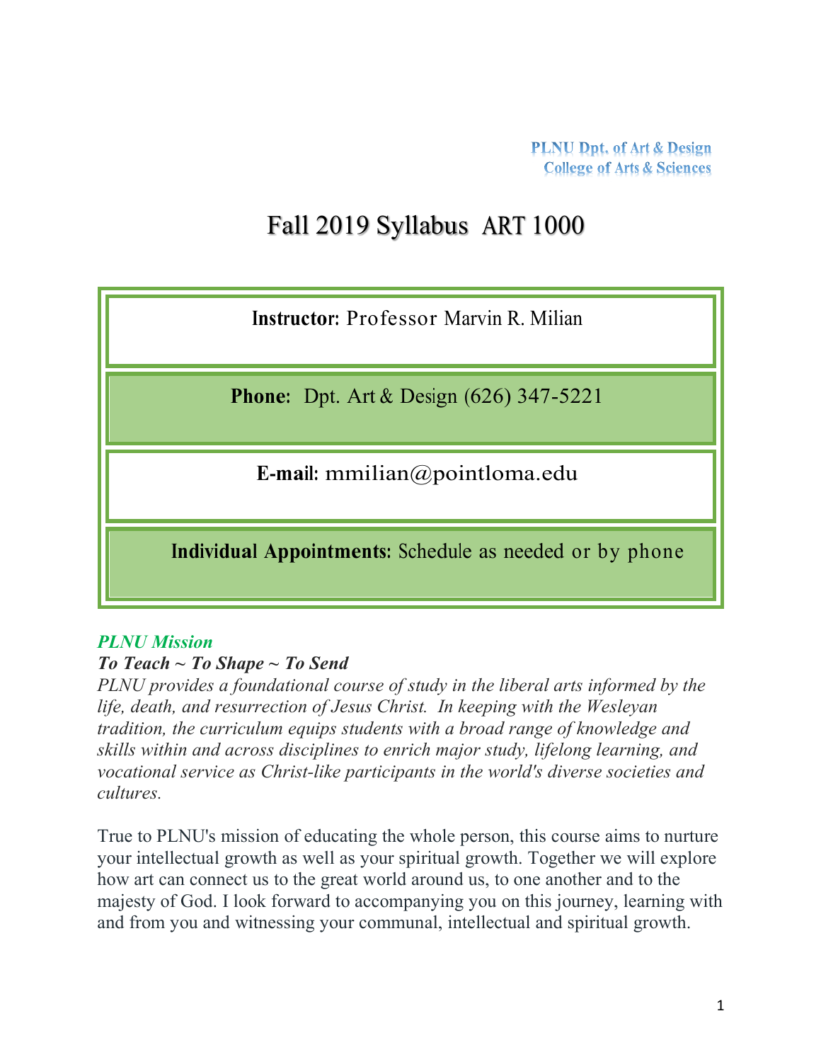PLNU Dpt. of Art & Design
College of Arts & Sciences

# Fall 2019 Syllabus ART 1000

| **Instructor:** Professor Marvin R. Milian |
| --- |
| **Phone:** Dpt. Art & Design (626) 347-5221 |
| **E-mail:** mmilian@pointloma.edu |
| **Individual Appointments:** Schedule as needed or by phone |

***PLNU Mission***

***To Teach ~ To Shape ~ To Send***

*PLNU provides a foundational course of study in the liberal arts informed by the life, death, and resurrection of Jesus Christ. In keeping with the Wesleyan tradition, the curriculum equips students with a broad range of knowledge and skills within and across disciplines to enrich major study, lifelong learning, and vocational service as Christ-like participants in the world's diverse societies and cultures.*

True to PLNU's mission of educating the whole person, this course aims to nurture your intellectual growth as well as your spiritual growth. Together we will explore how art can connect us to the great world around us, to one another and to the majesty of God. I look forward to accompanying you on this journey, learning with and from you and witnessing your communal, intellectual and spiritual growth.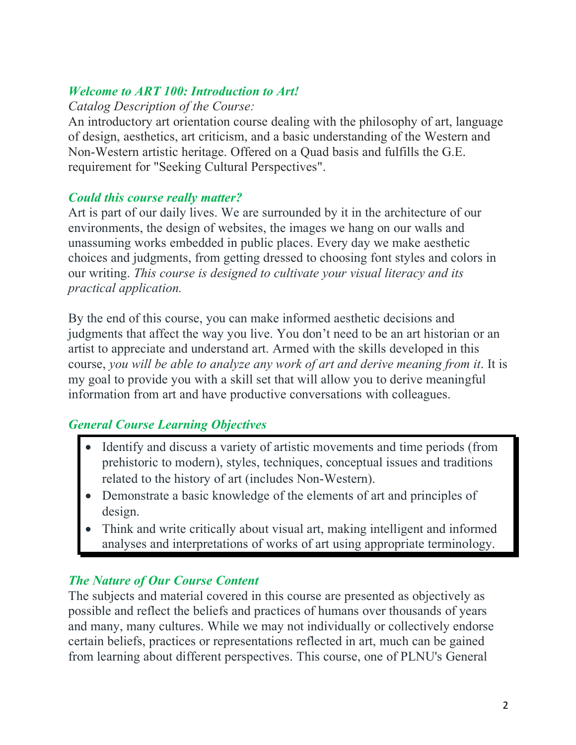## *Welcome to ART 100: Introduction to Art!*

*Catalog Description of the Course:*

An introductory art orientation course dealing with the philosophy of art, language of design, aesthetics, art criticism, and a basic understanding of the Western and Non-Western artistic heritage. Offered on a Quad basis and fulfills the G.E. requirement for "Seeking Cultural Perspectives".

## *Could this course really matter?*

Art is part of our daily lives. We are surrounded by it in the architecture of our environments, the design of websites, the images we hang on our walls and unassuming works embedded in public places. Every day we make aesthetic choices and judgments, from getting dressed to choosing font styles and colors in our writing. *This course is designed to cultivate your visual literacy and its practical application.*

By the end of this course, you can make informed aesthetic decisions and judgments that affect the way you live. You don't need to be an art historian or an artist to appreciate and understand art. Armed with the skills developed in this course, *you will be able to analyze any work of art and derive meaning from it*. It is my goal to provide you with a skill set that will allow you to derive meaningful information from art and have productive conversations with colleagues.

## *General Course Learning Objectives*

- Identify and discuss a variety of artistic movements and time periods (from prehistoric to modern), styles, techniques, conceptual issues and traditions related to the history of art (includes Non-Western).
- Demonstrate a basic knowledge of the elements of art and principles of design.
- Think and write critically about visual art, making intelligent and informed analyses and interpretations of works of art using appropriate terminology.

## *The Nature of Our Course Content*

The subjects and material covered in this course are presented as objectively as possible and reflect the beliefs and practices of humans over thousands of years and many, many cultures. While we may not individually or collectively endorse certain beliefs, practices or representations reflected in art, much can be gained from learning about different perspectives. This course, one of PLNU's General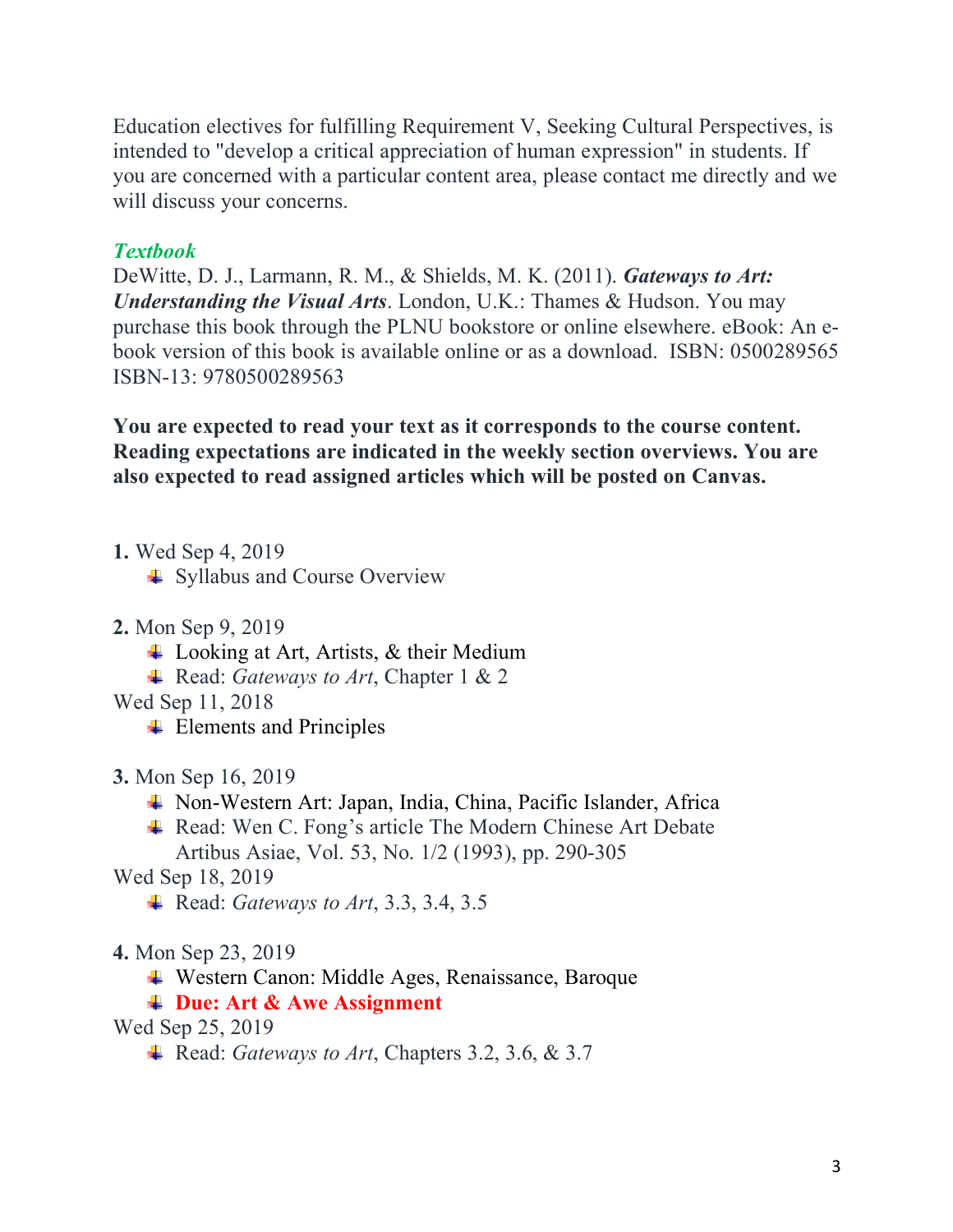Education electives for fulfilling Requirement V, Seeking Cultural Perspectives, is intended to "develop a critical appreciation of human expression" in students. If you are concerned with a particular content area, please contact me directly and we will discuss your concerns.

### *Textbook*

DeWitte, D. J., Larmann, R. M., & Shields, M. K. (2011). ***Gateways to Art: Understanding the Visual Arts***. London, U.K.: Thames & Hudson. You may purchase this book through the PLNU bookstore or online elsewhere. eBook: An e-book version of this book is available online or as a download. ISBN: 0500289565 ISBN-13: 9780500289563

**You are expected to read your text as it corresponds to the course content. Reading expectations are indicated in the weekly section overviews. You are also expected to read assigned articles which will be posted on Canvas.**

**1.** Wed Sep 4, 2019
- Syllabus and Course Overview

**2.** Mon Sep 9, 2019
- Looking at Art, Artists, & their Medium
- Read: *Gateways to Art*, Chapter 1 & 2

Wed Sep 11, 2018
- Elements and Principles

**3.** Mon Sep 16, 2019
- Non-Western Art: Japan, India, China, Pacific Islander, Africa
- Read: Wen C. Fong's article The Modern Chinese Art Debate Artibus Asiae, Vol. 53, No. 1/2 (1993), pp. 290-305

Wed Sep 18, 2019
- Read: *Gateways to Art*, 3.3, 3.4, 3.5

**4.** Mon Sep 23, 2019
- Western Canon: Middle Ages, Renaissance, Baroque
- **Due: Art & Awe Assignment**

Wed Sep 25, 2019
- Read: *Gateways to Art*, Chapters 3.2, 3.6, & 3.7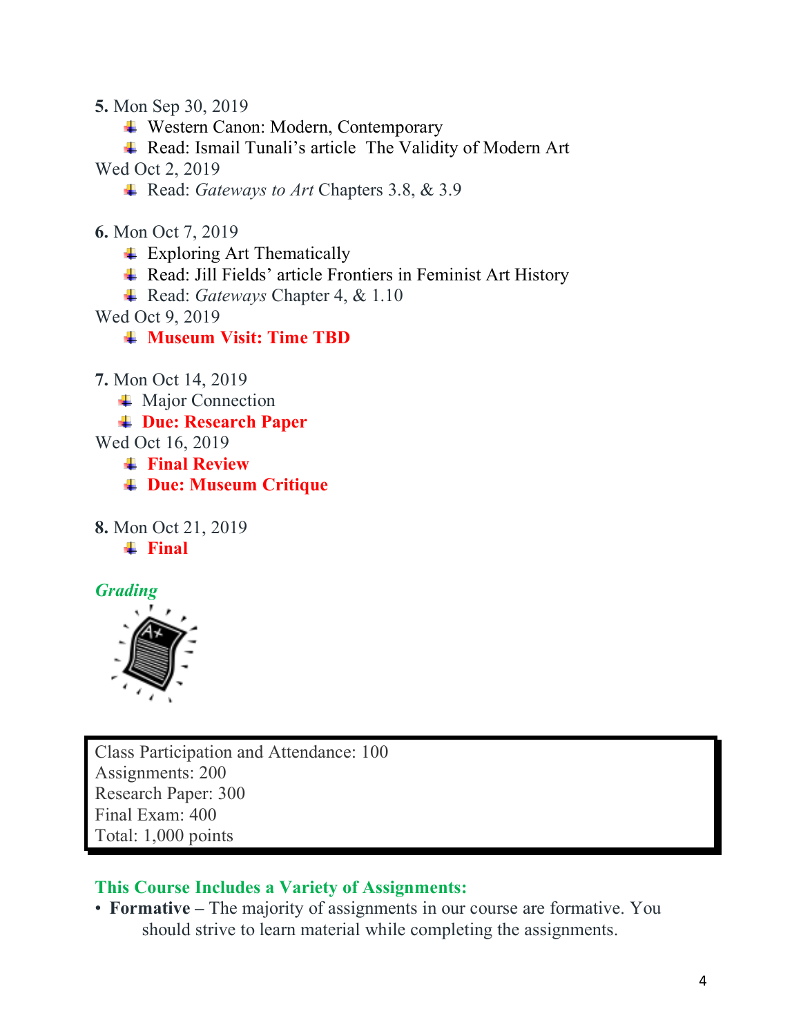**5.** Mon Sep 30, 2019

- Western Canon: Modern, Contemporary
- Read: Ismail Tunali's article The Validity of Modern Art

Wed Oct 2, 2019

- Read: *Gateways to Art* Chapters 3.8, & 3.9

**6.** Mon Oct 7, 2019

- Exploring Art Thematically
- Read: Jill Fields' article Frontiers in Feminist Art History
- Read: *Gateways* Chapter 4, & 1.10

Wed Oct 9, 2019

- **Museum Visit: Time TBD**

**7.** Mon Oct 14, 2019

- Major Connection
- **Due: Research Paper**

Wed Oct 16, 2019

- **Final Review**
- **Due: Museum Critique**

**8.** Mon Oct 21, 2019

- **Final**

## *Grading*

Class Participation and Attendance: 100
Assignments: 200
Research Paper: 300
Final Exam: 400
Total: 1,000 points

### This Course Includes a Variety of Assignments:

- **Formative –** The majority of assignments in our course are formative. You should strive to learn material while completing the assignments.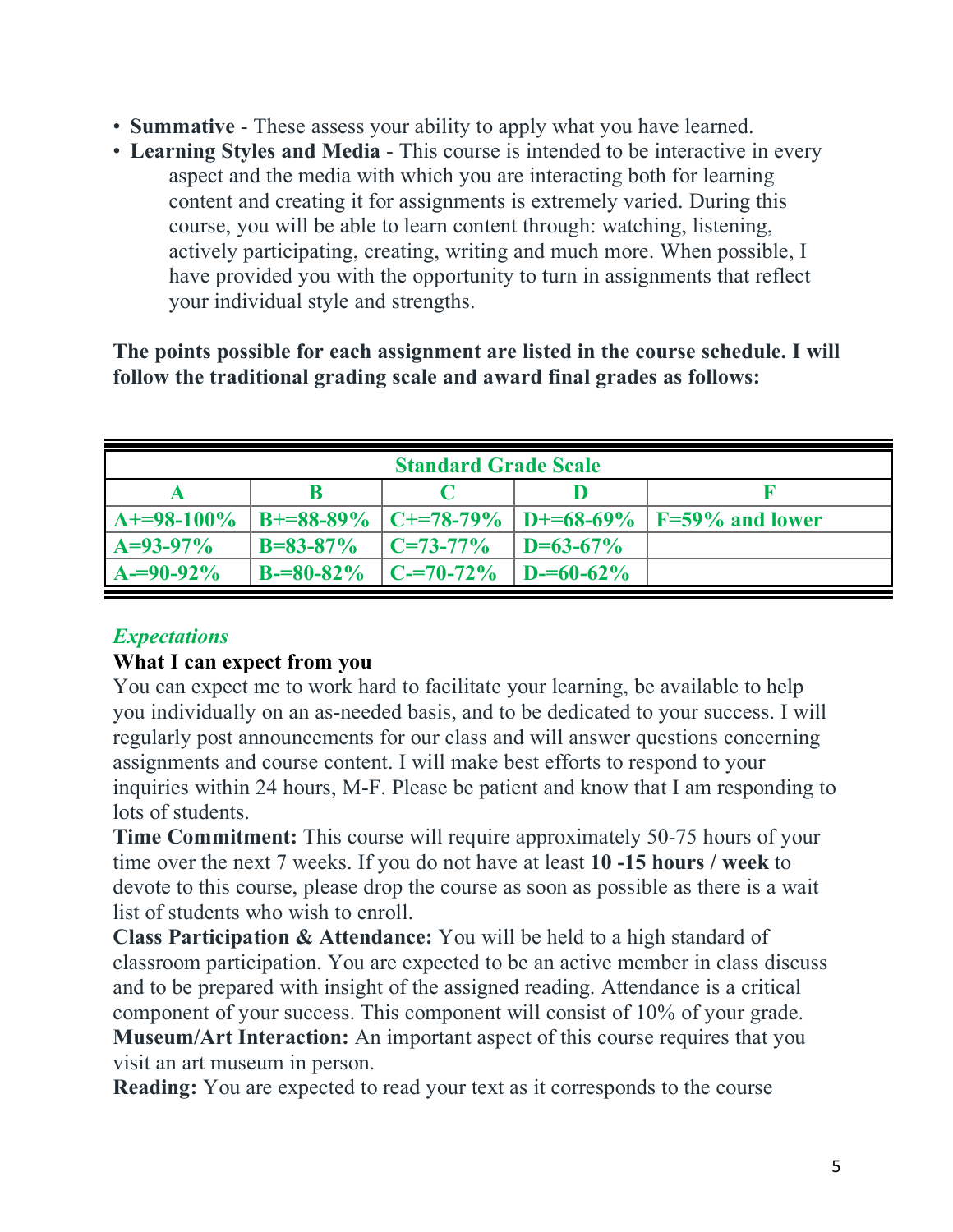- **Summative** - These assess your ability to apply what you have learned.
- **Learning Styles and Media** - This course is intended to be interactive in every aspect and the media with which you are interacting both for learning content and creating it for assignments is extremely varied. During this course, you will be able to learn content through: watching, listening, actively participating, creating, writing and much more. When possible, I have provided you with the opportunity to turn in assignments that reflect your individual style and strengths.

**The points possible for each assignment are listed in the course schedule. I will follow the traditional grading scale and award final grades as follows:**

| **Standard Grade Scale** | | | | |
|---|---|---|---|---|
| **A** | **B** | **C** | **D** | **F** |
| **A+=98-100%** | **B+=88-89%** | **C+=78-79%** | **D+=68-69%** | **F=59% and lower** |
| **A=93-97%** | **B=83-87%** | **C=73-77%** | **D=63-67%** | |
| **A-=90-92%** | **B-=80-82%** | **C-=70-72%** | **D-=60-62%** | |

*Expectations*

**What I can expect from you**

You can expect me to work hard to facilitate your learning, be available to help you individually on an as-needed basis, and to be dedicated to your success. I will regularly post announcements for our class and will answer questions concerning assignments and course content. I will make best efforts to respond to your inquiries within 24 hours, M-F. Please be patient and know that I am responding to lots of students.

**Time Commitment:** This course will require approximately 50-75 hours of your time over the next 7 weeks. If you do not have at least **10 -15 hours / week** to devote to this course, please drop the course as soon as possible as there is a wait list of students who wish to enroll.

**Class Participation & Attendance:** You will be held to a high standard of classroom participation. You are expected to be an active member in class discuss and to be prepared with insight of the assigned reading. Attendance is a critical component of your success. This component will consist of 10% of your grade.

**Museum/Art Interaction:** An important aspect of this course requires that you visit an art museum in person.

**Reading:** You are expected to read your text as it corresponds to the course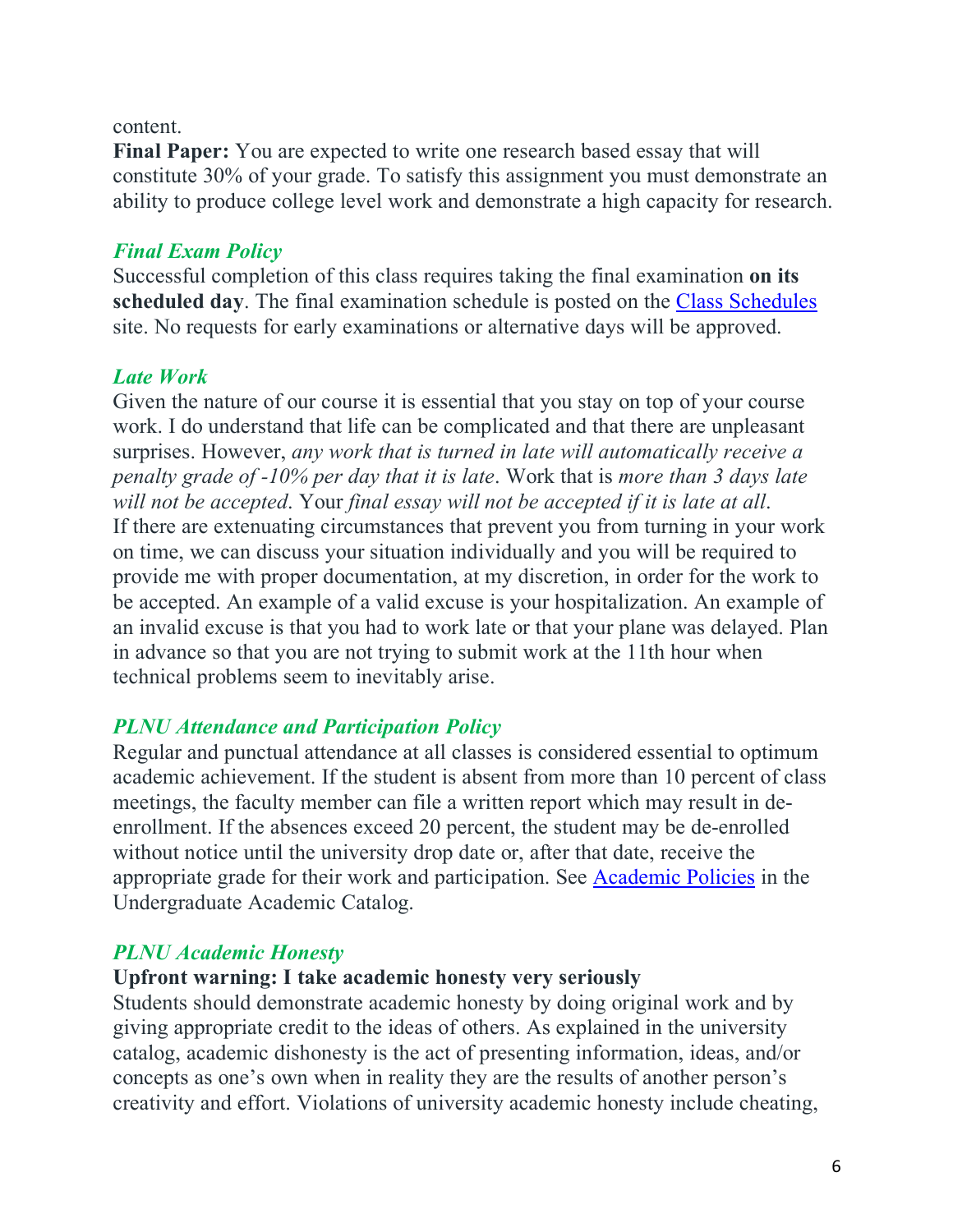content.

**Final Paper:** You are expected to write one research based essay that will constitute 30% of your grade. To satisfy this assignment you must demonstrate an ability to produce college level work and demonstrate a high capacity for research.

### *Final Exam Policy*

Successful completion of this class requires taking the final examination **on its scheduled day**. The final examination schedule is posted on the [Class Schedules] site. No requests for early examinations or alternative days will be approved.

### *Late Work*

Given the nature of our course it is essential that you stay on top of your course work. I do understand that life can be complicated and that there are unpleasant surprises. However, *any work that is turned in late will automatically receive a penalty grade of -10% per day that it is late*. Work that is *more than 3 days late will not be accepted*. Your *final essay will not be accepted if it is late at all*. If there are extenuating circumstances that prevent you from turning in your work on time, we can discuss your situation individually and you will be required to provide me with proper documentation, at my discretion, in order for the work to be accepted. An example of a valid excuse is your hospitalization. An example of an invalid excuse is that you had to work late or that your plane was delayed. Plan in advance so that you are not trying to submit work at the 11th hour when technical problems seem to inevitably arise.

### *PLNU Attendance and Participation Policy*

Regular and punctual attendance at all classes is considered essential to optimum academic achievement. If the student is absent from more than 10 percent of class meetings, the faculty member can file a written report which may result in de-enrollment. If the absences exceed 20 percent, the student may be de-enrolled without notice until the university drop date or, after that date, receive the appropriate grade for their work and participation. See [Academic Policies] in the Undergraduate Academic Catalog.

### *PLNU Academic Honesty*

**Upfront warning: I take academic honesty very seriously**

Students should demonstrate academic honesty by doing original work and by giving appropriate credit to the ideas of others. As explained in the university catalog, academic dishonesty is the act of presenting information, ideas, and/or concepts as one's own when in reality they are the results of another person's creativity and effort. Violations of university academic honesty include cheating,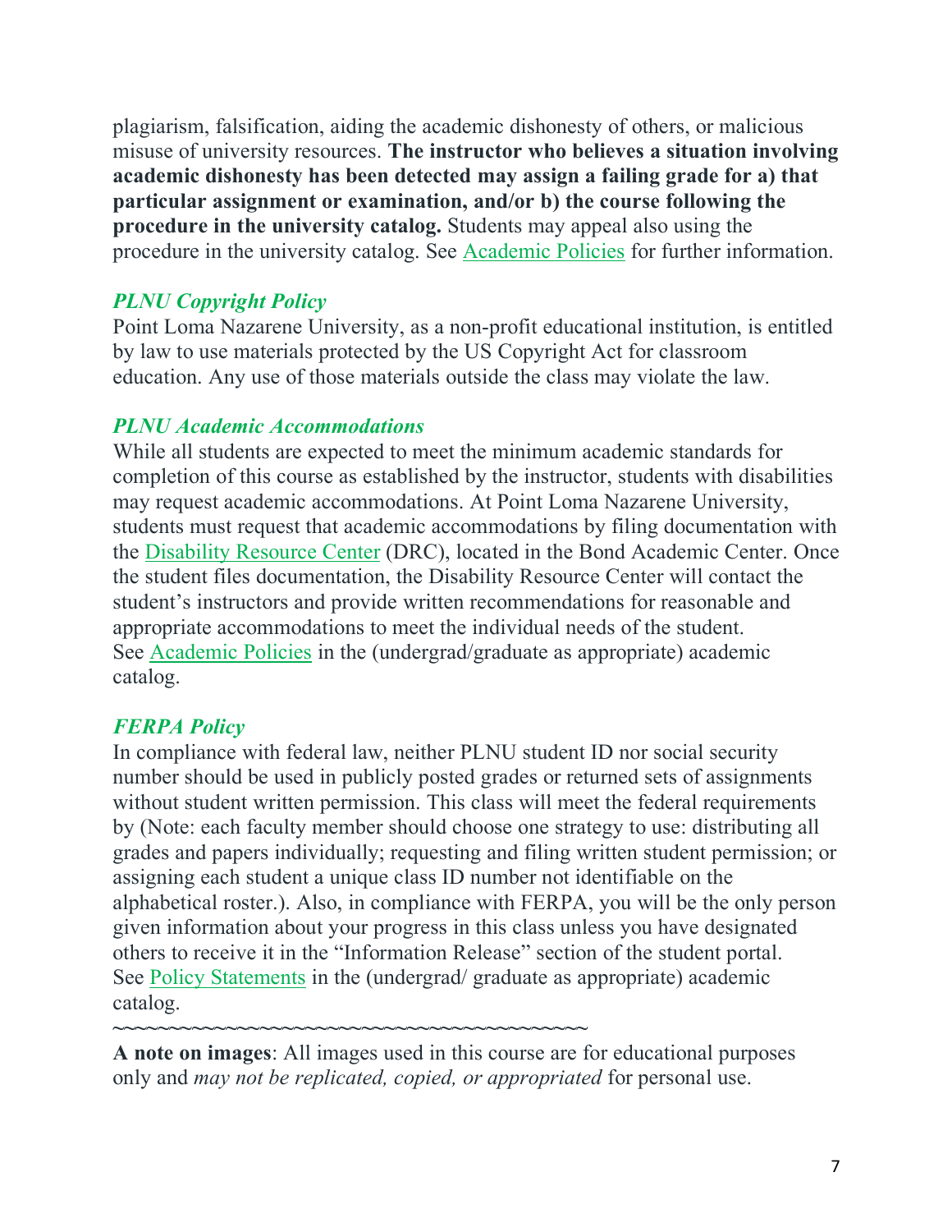plagiarism, falsification, aiding the academic dishonesty of others, or malicious misuse of university resources. **The instructor who believes a situation involving academic dishonesty has been detected may assign a failing grade for a) that particular assignment or examination, and/or b) the course following the procedure in the university catalog.** Students may appeal also using the procedure in the university catalog. See Academic Policies for further information.

### *PLNU Copyright Policy*

Point Loma Nazarene University, as a non-profit educational institution, is entitled by law to use materials protected by the US Copyright Act for classroom education. Any use of those materials outside the class may violate the law.

### *PLNU Academic Accommodations*

While all students are expected to meet the minimum academic standards for completion of this course as established by the instructor, students with disabilities may request academic accommodations. At Point Loma Nazarene University, students must request that academic accommodations by filing documentation with the Disability Resource Center (DRC), located in the Bond Academic Center. Once the student files documentation, the Disability Resource Center will contact the student's instructors and provide written recommendations for reasonable and appropriate accommodations to meet the individual needs of the student. See Academic Policies in the (undergrad/graduate as appropriate) academic catalog.

### *FERPA Policy*

In compliance with federal law, neither PLNU student ID nor social security number should be used in publicly posted grades or returned sets of assignments without student written permission. This class will meet the federal requirements by (Note: each faculty member should choose one strategy to use: distributing all grades and papers individually; requesting and filing written student permission; or assigning each student a unique class ID number not identifiable on the alphabetical roster.). Also, in compliance with FERPA, you will be the only person given information about your progress in this class unless you have designated others to receive it in the "Information Release" section of the student portal. See Policy Statements in the (undergrad/ graduate as appropriate) academic catalog.

~~~~~~~~~~~~~~~~~~~~~~~~~~~~~~~~~~~~~~~~

**A note on images**: All images used in this course are for educational purposes only and *may not be replicated, copied, or appropriated* for personal use.